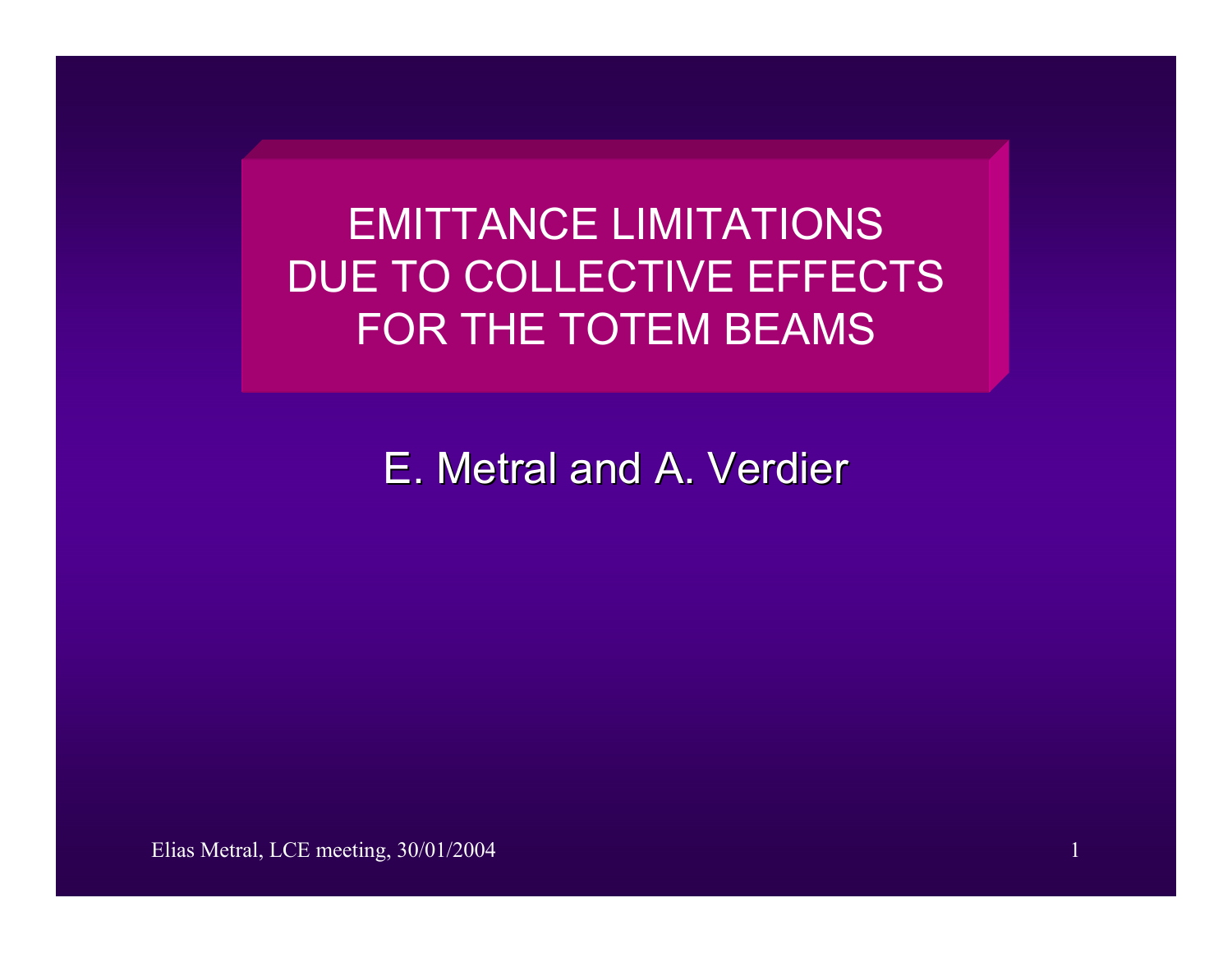# EMITTANCE LIMITATIONS DUE TO COLLECTIVE EFFECTS FOR THE TOTEM BEAMS

E. Metral and A. Verdier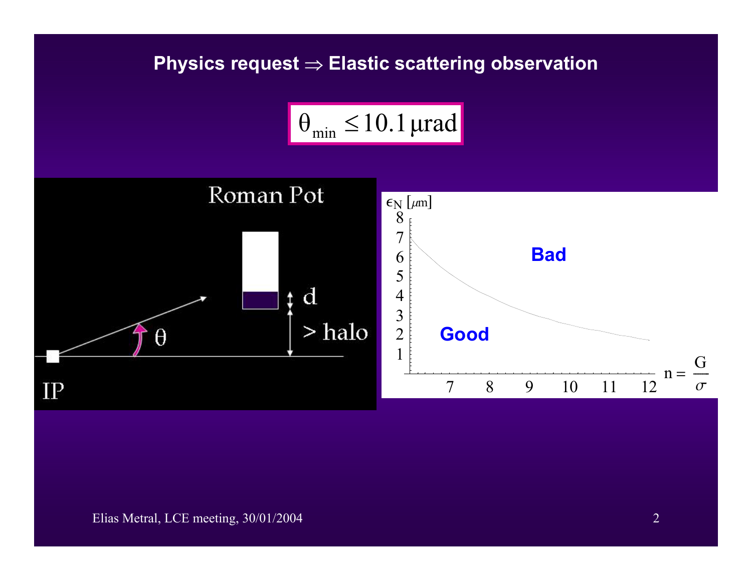## Physics request ⇒ Elastic scattering observation

$$\theta_{\min} \leq 10.1\,\mu\text{rad}$$

Roman Pot

d

> halo

$\theta$

IP

$\epsilon_N$ [$\mu$m]

Bad

Good

$n = \frac{G}{\sigma}$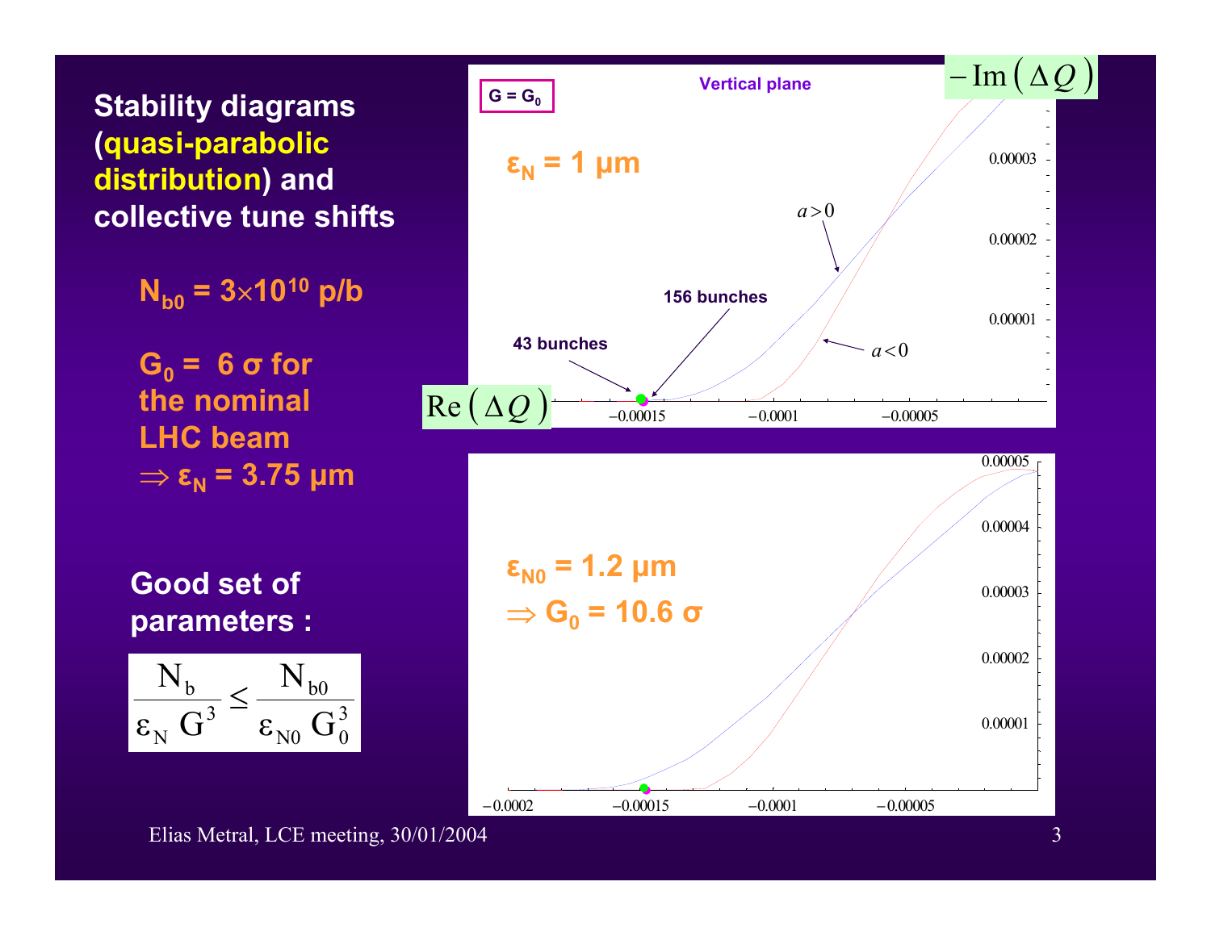## Stability diagrams (quasi-parabolic distribution) and collective tune shifts

$N_{b0} = 3 \times 10^{10}$ p/b

$G_0 =$ 6 σ for the nominal LHC beam
$\Rightarrow \varepsilon_N = 3.75$ μm

**Good set of parameters :**

$$\frac{N_b}{\varepsilon_N \, G^3} \leq \frac{N_{b0}}{\varepsilon_{N0} \, G_0^3}$$

G = $G_0$

Vertical plane

$-\text{Im}(\Delta Q)$

$\varepsilon_N = 1$ μm

$a > 0$

$a < 0$

156 bunches

43 bunches

$\text{Re}(\Delta Q)$

0.00003, 0.00002, 0.00001

−0.00015, −0.0001, −0.00005

$\varepsilon_{N0} = 1.2$ μm
$\Rightarrow G_0 = 10.6$ σ

0.00005, 0.00004, 0.00003, 0.00002, 0.00001

−0.0002, −0.00015, −0.0001, −0.00005

Elias Metral, LCE meeting, 30/01/2004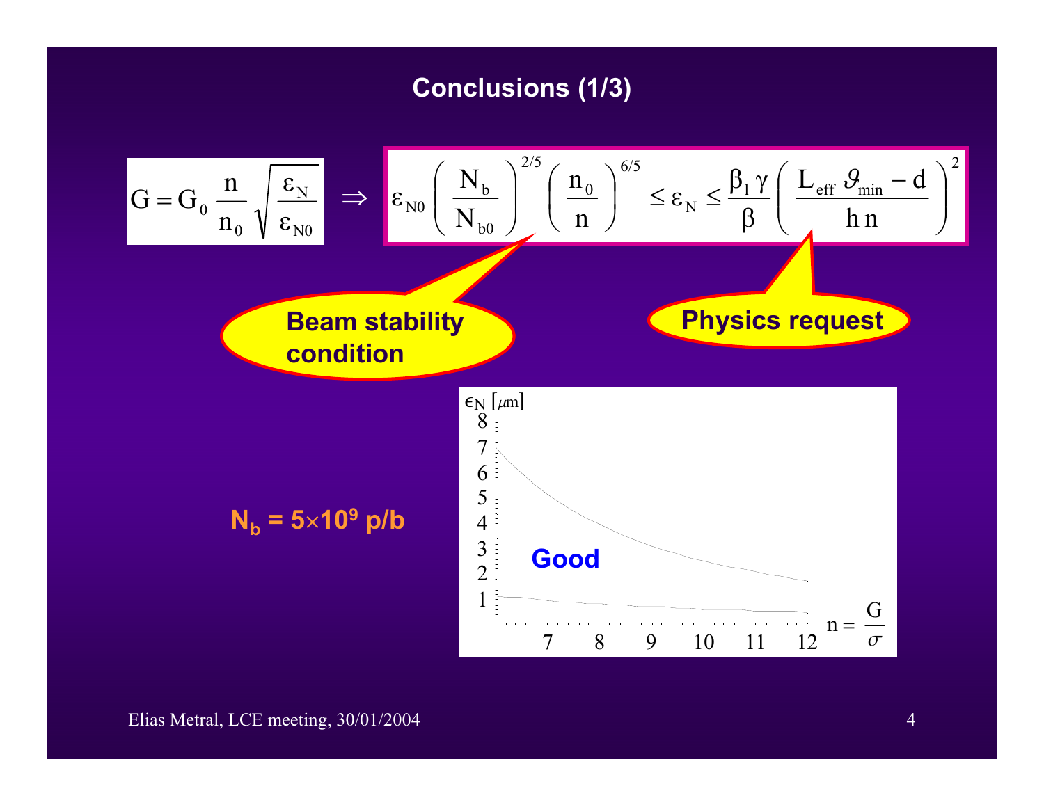## Conclusions (1/3)

$$G = G_0 \, \frac{n}{n_0} \sqrt{\frac{\varepsilon_N}{\varepsilon_{N0}}} \quad \Rightarrow \quad \varepsilon_{N0} \left( \frac{N_b}{N_{b0}} \right)^{2/5} \left( \frac{n_0}{n} \right)^{6/5} \leq \varepsilon_N \leq \frac{\beta_1 \gamma}{\beta} \left( \frac{L_{eff} \, \vartheta_{min} - d}{h \, n} \right)^2$$

**Beam stability condition**

**Physics request**

**$N_b = 5 \times 10^9$ p/b**

$\epsilon_N$ [$\mu$m]

**Good**

$n = \frac{G}{\sigma}$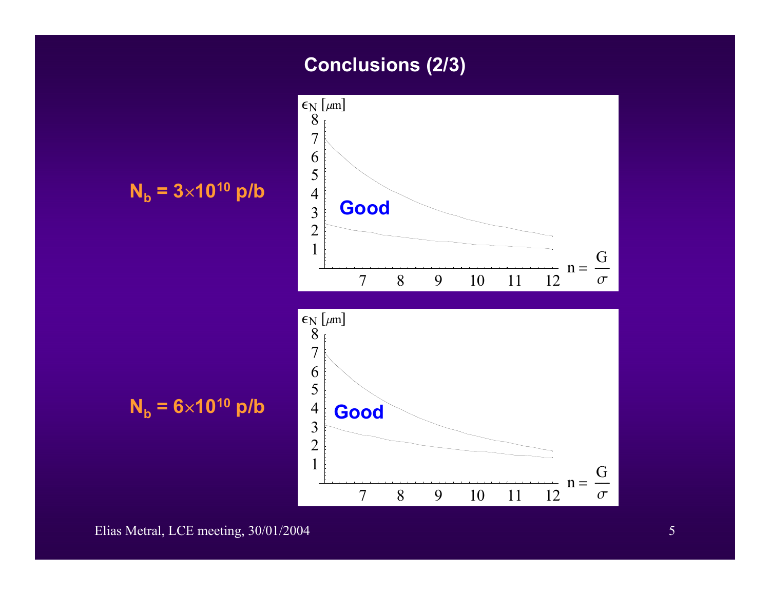## Conclusions (2/3)

**$N_b = 3\times10^{10}$ p/b**

$\epsilon_N$ [$\mu$m]

**Good**

$n = \frac{G}{\sigma}$

**$N_b = 6\times10^{10}$ p/b**

$\epsilon_N$ [$\mu$m]

**Good**

$n = \frac{G}{\sigma}$

Elias Metral, LCE meeting, 30/01/2004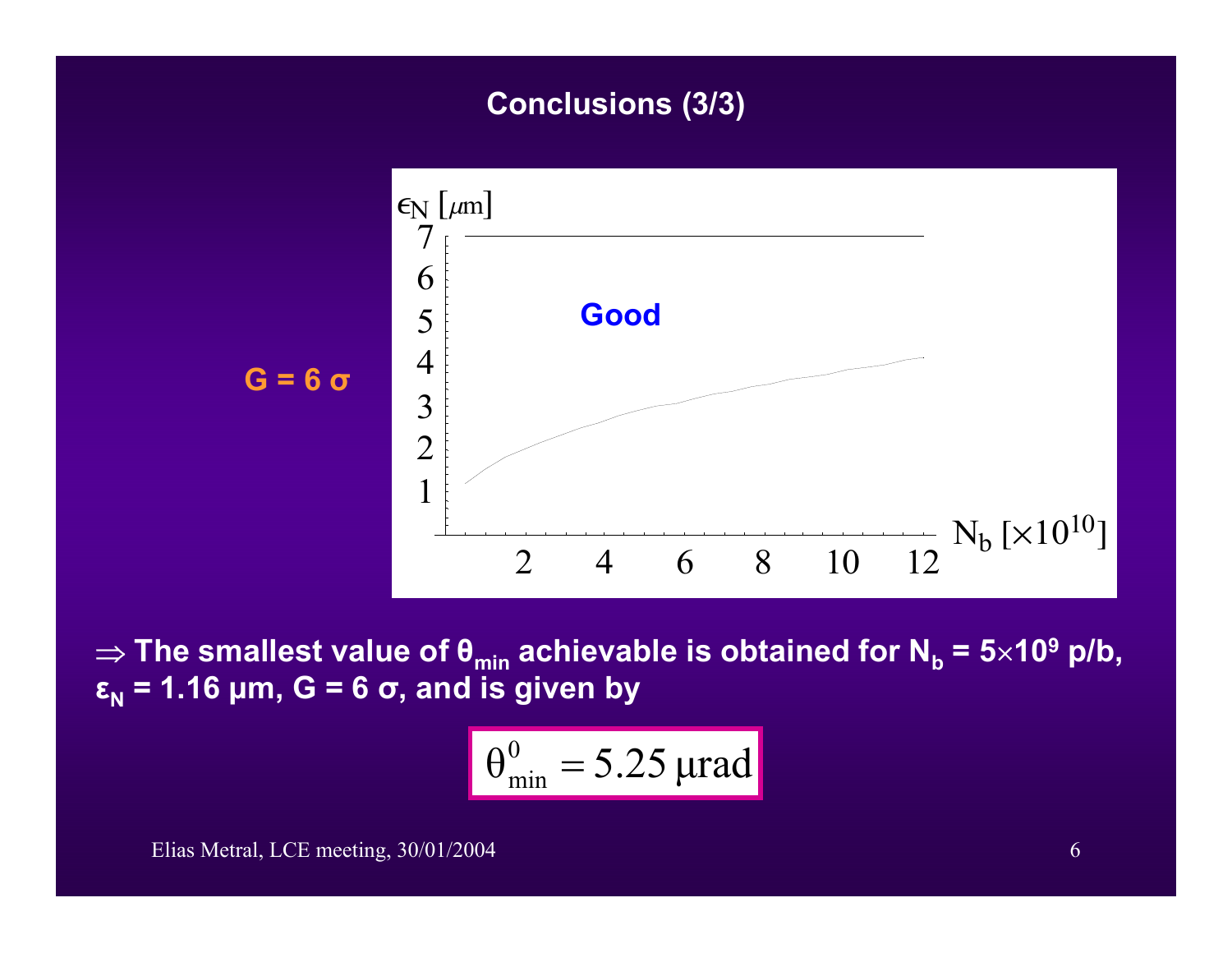## Conclusions (3/3)

G = 6 σ

$\epsilon_N$ [μm]

7
6
5
4
3
2
1

Good

2 4 6 8 10 12

$N_b$ [$\times 10^{10}$]

$\Rightarrow$ **The smallest value of $\theta_{min}$ achievable is obtained for $N_b = 5 \times 10^9$ p/b, $\epsilon_N$ = 1.16 μm, G = 6 σ, and is given by**

$$\theta^0_{min} = 5.25\ \mu\text{rad}$$

Elias Metral, LCE meeting, 30/01/2004